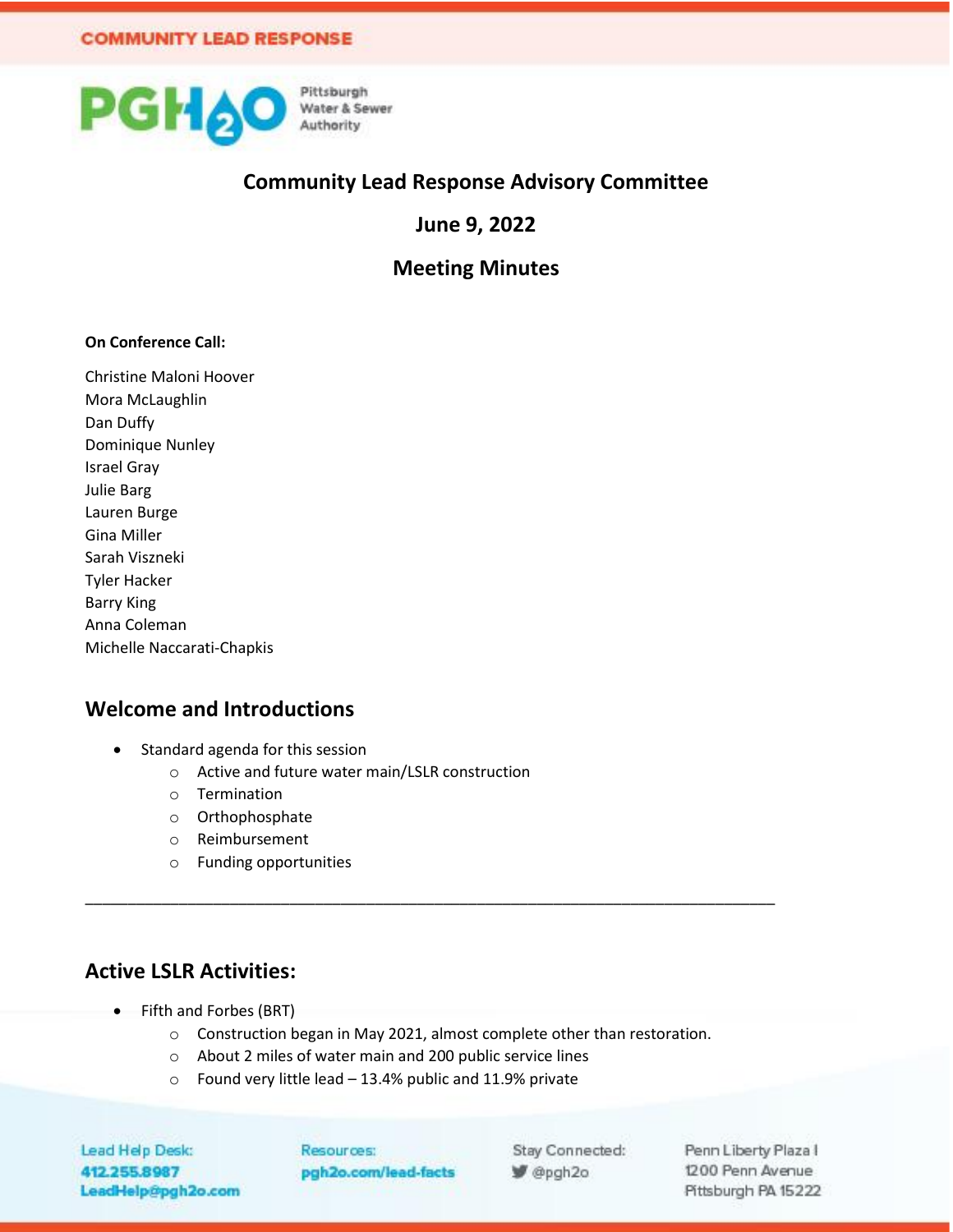# Community Lead Response Advisory Committee

## June 9, 2022

## Meeting Minutes

**On Conference Call:**

Christine Maloni Hoover
Mora McLaughlin
Dan Duffy
Dominique Nunley
Israel Gray
Julie Barg
Lauren Burge
Gina Miller
Sarah Viszneki
Tyler Hacker
Barry King
Anna Coleman
Michelle Naccarati-Chapkis

## Welcome and Introductions

- Standard agenda for this session
  - Active and future water main/LSLR construction
  - Termination
  - Orthophosphate
  - Reimbursement
  - Funding opportunities

---

## Active LSLR Activities:

- Fifth and Forbes (BRT)
  - Construction began in May 2021, almost complete other than restoration.
  - About 2 miles of water main and 200 public service lines
  - Found very little lead – 13.4% public and 11.9% private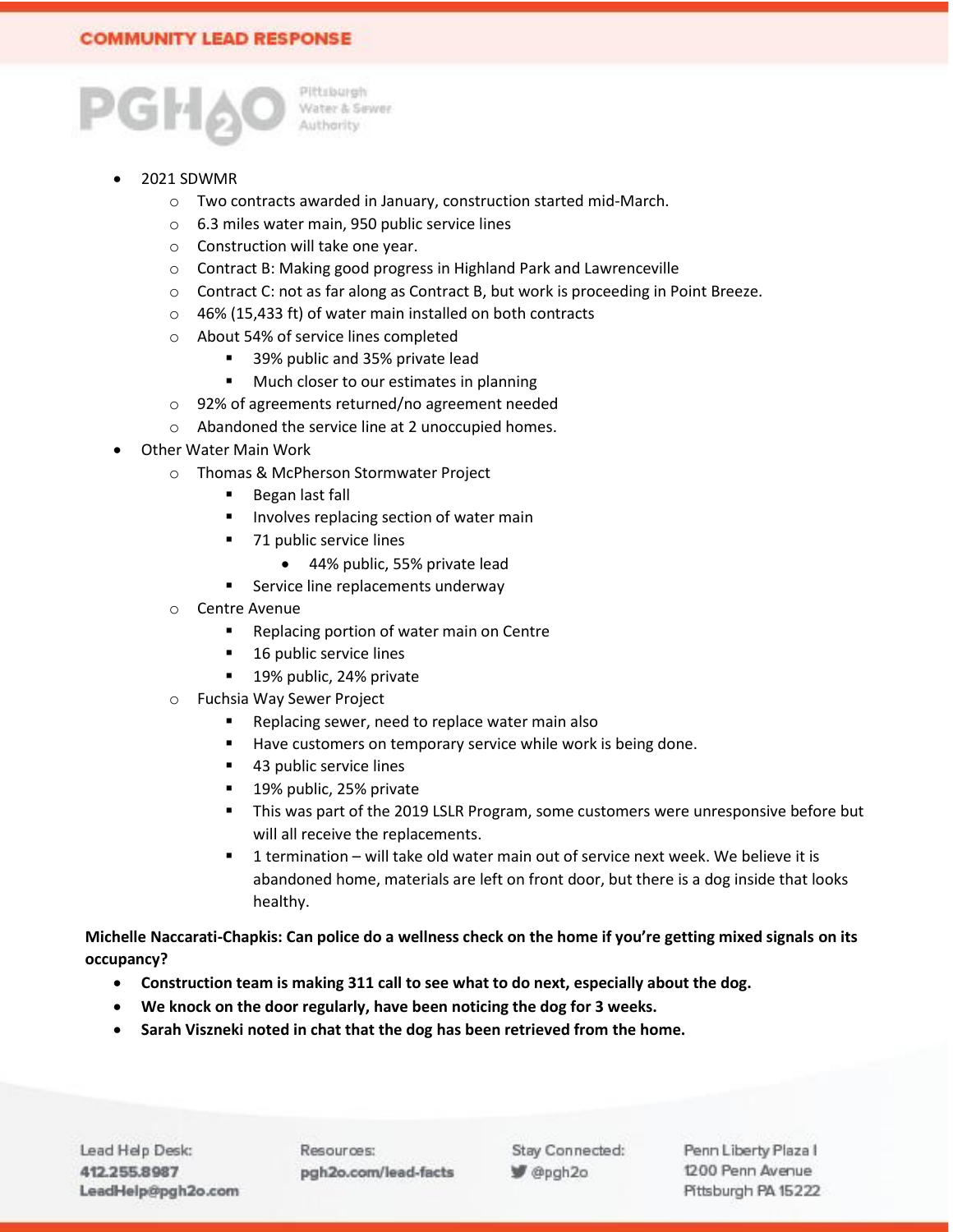- 2021 SDWMR
  - Two contracts awarded in January, construction started mid-March.
  - 6.3 miles water main, 950 public service lines
  - Construction will take one year.
  - Contract B: Making good progress in Highland Park and Lawrenceville
  - Contract C: not as far along as Contract B, but work is proceeding in Point Breeze.
  - 46% (15,433 ft) of water main installed on both contracts
  - About 54% of service lines completed
    - 39% public and 35% private lead
    - Much closer to our estimates in planning
  - 92% of agreements returned/no agreement needed
  - Abandoned the service line at 2 unoccupied homes.
- Other Water Main Work
  - Thomas & McPherson Stormwater Project
    - Began last fall
    - Involves replacing section of water main
    - 71 public service lines
      - 44% public, 55% private lead
    - Service line replacements underway
  - Centre Avenue
    - Replacing portion of water main on Centre
    - 16 public service lines
    - 19% public, 24% private
  - Fuchsia Way Sewer Project
    - Replacing sewer, need to replace water main also
    - Have customers on temporary service while work is being done.
    - 43 public service lines
    - 19% public, 25% private
    - This was part of the 2019 LSLR Program, some customers were unresponsive before but will all receive the replacements.
    - 1 termination – will take old water main out of service next week. We believe it is abandoned home, materials are left on front door, but there is a dog inside that looks healthy.

**Michelle Naccarati-Chapkis: Can police do a wellness check on the home if you're getting mixed signals on its occupancy?**

- **Construction team is making 311 call to see what to do next, especially about the dog.**
- **We knock on the door regularly, have been noticing the dog for 3 weeks.**
- **Sarah Viszneki noted in chat that the dog has been retrieved from the home.**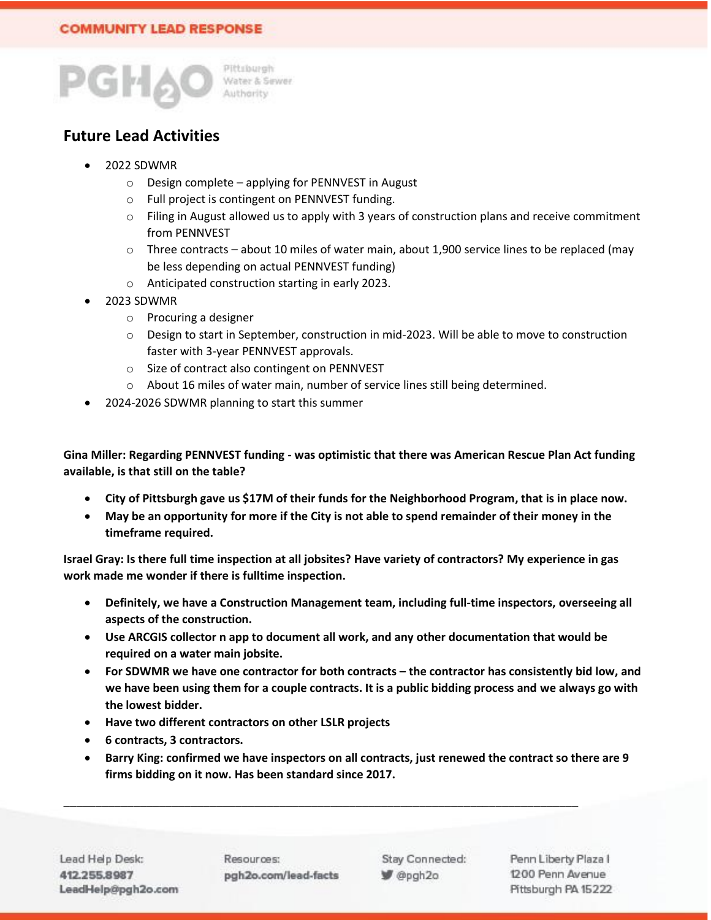## Future Lead Activities

- 2022 SDWMR
  - Design complete – applying for PENNVEST in August
  - Full project is contingent on PENNVEST funding.
  - Filing in August allowed us to apply with 3 years of construction plans and receive commitment from PENNVEST
  - Three contracts – about 10 miles of water main, about 1,900 service lines to be replaced (may be less depending on actual PENNVEST funding)
  - Anticipated construction starting in early 2023.
- 2023 SDWMR
  - Procuring a designer
  - Design to start in September, construction in mid-2023. Will be able to move to construction faster with 3-year PENNVEST approvals.
  - Size of contract also contingent on PENNVEST
  - About 16 miles of water main, number of service lines still being determined.
- 2024-2026 SDWMR planning to start this summer

**Gina Miller: Regarding PENNVEST funding - was optimistic that there was American Rescue Plan Act funding available, is that still on the table?**

- **City of Pittsburgh gave us $17M of their funds for the Neighborhood Program, that is in place now.**
- **May be an opportunity for more if the City is not able to spend remainder of their money in the timeframe required.**

**Israel Gray: Is there full time inspection at all jobsites? Have variety of contractors? My experience in gas work made me wonder if there is fulltime inspection.**

- **Definitely, we have a Construction Management team, including full-time inspectors, overseeing all aspects of the construction.**
- **Use ARCGIS collector n app to document all work, and any other documentation that would be required on a water main jobsite.**
- **For SDWMR we have one contractor for both contracts – the contractor has consistently bid low, and we have been using them for a couple contracts. It is a public bidding process and we always go with the lowest bidder.**
- **Have two different contractors on other LSLR projects**
- **6 contracts, 3 contractors.**
- **Barry King: confirmed we have inspectors on all contracts, just renewed the contract so there are 9 firms bidding on it now. Has been standard since 2017.**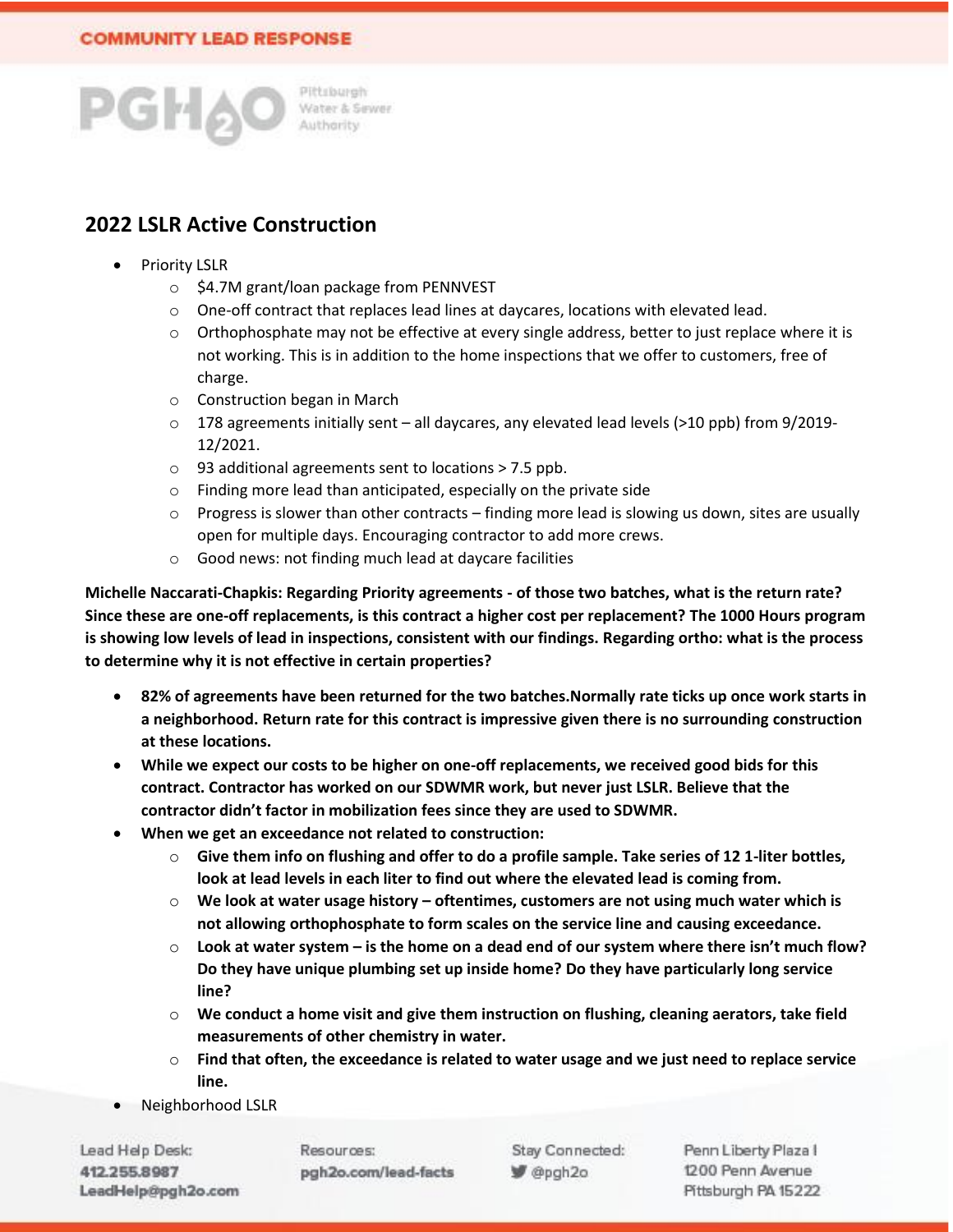## 2022 LSLR Active Construction

- Priority LSLR
  - $4.7M grant/loan package from PENNVEST
  - One-off contract that replaces lead lines at daycares, locations with elevated lead.
  - Orthophosphate may not be effective at every single address, better to just replace where it is not working. This is in addition to the home inspections that we offer to customers, free of charge.
  - Construction began in March
  - 178 agreements initially sent – all daycares, any elevated lead levels (>10 ppb) from 9/2019-12/2021.
  - 93 additional agreements sent to locations > 7.5 ppb.
  - Finding more lead than anticipated, especially on the private side
  - Progress is slower than other contracts – finding more lead is slowing us down, sites are usually open for multiple days. Encouraging contractor to add more crews.
  - Good news: not finding much lead at daycare facilities

**Michelle Naccarati-Chapkis: Regarding Priority agreements - of those two batches, what is the return rate? Since these are one-off replacements, is this contract a higher cost per replacement? The 1000 Hours program is showing low levels of lead in inspections, consistent with our findings. Regarding ortho: what is the process to determine why it is not effective in certain properties?**

- **82% of agreements have been returned for the two batches.Normally rate ticks up once work starts in a neighborhood. Return rate for this contract is impressive given there is no surrounding construction at these locations.**
- **While we expect our costs to be higher on one-off replacements, we received good bids for this contract. Contractor has worked on our SDWMR work, but never just LSLR. Believe that the contractor didn't factor in mobilization fees since they are used to SDWMR.**
- **When we get an exceedance not related to construction:**
  - **Give them info on flushing and offer to do a profile sample. Take series of 12 1-liter bottles, look at lead levels in each liter to find out where the elevated lead is coming from.**
  - **We look at water usage history – oftentimes, customers are not using much water which is not allowing orthophosphate to form scales on the service line and causing exceedance.**
  - **Look at water system – is the home on a dead end of our system where there isn't much flow? Do they have unique plumbing set up inside home? Do they have particularly long service line?**
  - **We conduct a home visit and give them instruction on flushing, cleaning aerators, take field measurements of other chemistry in water.**
  - **Find that often, the exceedance is related to water usage and we just need to replace service line.**
- Neighborhood LSLR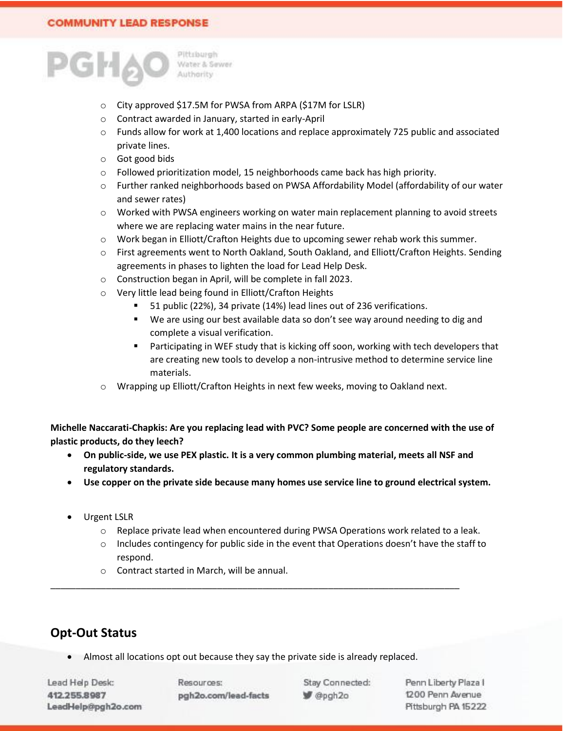- City approved $17.5M for PWSA from ARPA ($17M for LSLR)
  - Contract awarded in January, started in early-April
  - Funds allow for work at 1,400 locations and replace approximately 725 public and associated private lines.
  - Got good bids
  - Followed prioritization model, 15 neighborhoods came back has high priority.
  - Further ranked neighborhoods based on PWSA Affordability Model (affordability of our water and sewer rates)
  - Worked with PWSA engineers working on water main replacement planning to avoid streets where we are replacing water mains in the near future.
  - Work began in Elliott/Crafton Heights due to upcoming sewer rehab work this summer.
  - First agreements went to North Oakland, South Oakland, and Elliott/Crafton Heights. Sending agreements in phases to lighten the load for Lead Help Desk.
  - Construction began in April, will be complete in fall 2023.
  - Very little lead being found in Elliott/Crafton Heights
    - 51 public (22%), 34 private (14%) lead lines out of 236 verifications.
    - We are using our best available data so don't see way around needing to dig and complete a visual verification.
    - Participating in WEF study that is kicking off soon, working with tech developers that are creating new tools to develop a non-intrusive method to determine service line materials.
  - Wrapping up Elliott/Crafton Heights in next few weeks, moving to Oakland next.

**Michelle Naccarati-Chapkis: Are you replacing lead with PVC? Some people are concerned with the use of plastic products, do they leech?**

- **On public-side, we use PEX plastic. It is a very common plumbing material, meets all NSF and regulatory standards.**
- **Use copper on the private side because many homes use service line to ground electrical system.**

- Urgent LSLR
  - Replace private lead when encountered during PWSA Operations work related to a leak.
  - Includes contingency for public side in the event that Operations doesn't have the staff to respond.
  - Contract started in March, will be annual.

---

## Opt-Out Status

- Almost all locations opt out because they say the private side is already replaced.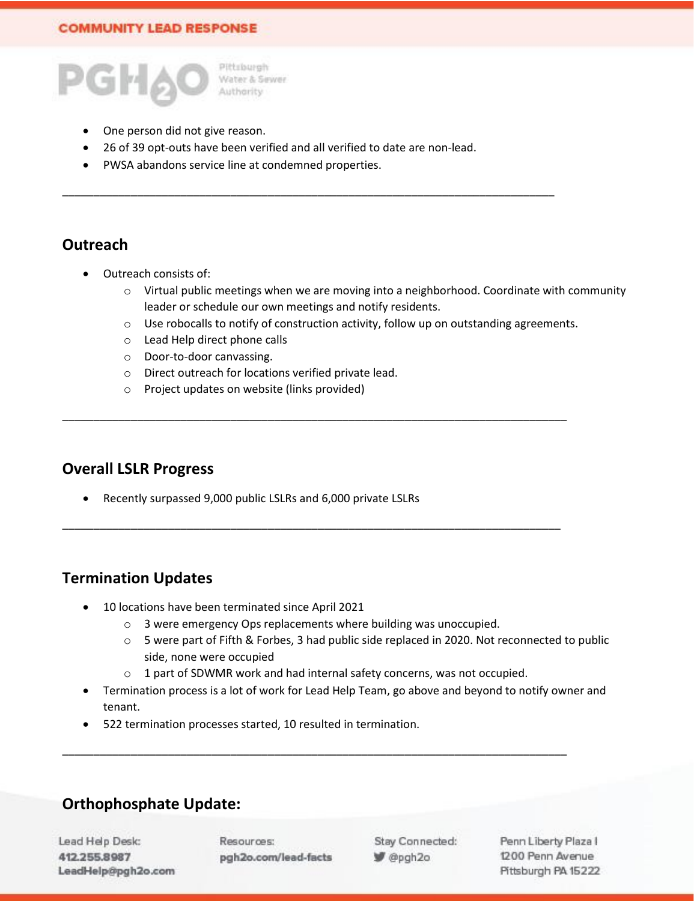- One person did not give reason.
- 26 of 39 opt-outs have been verified and all verified to date are non-lead.
- PWSA abandons service line at condemned properties.

---

## Outreach

- Outreach consists of:
  - Virtual public meetings when we are moving into a neighborhood. Coordinate with community leader or schedule our own meetings and notify residents.
  - Use robocalls to notify of construction activity, follow up on outstanding agreements.
  - Lead Help direct phone calls
  - Door-to-door canvassing.
  - Direct outreach for locations verified private lead.
  - Project updates on website (links provided)

---

## Overall LSLR Progress

- Recently surpassed 9,000 public LSLRs and 6,000 private LSLRs

---

## Termination Updates

- 10 locations have been terminated since April 2021
  - 3 were emergency Ops replacements where building was unoccupied.
  - 5 were part of Fifth & Forbes, 3 had public side replaced in 2020. Not reconnected to public side, none were occupied
  - 1 part of SDWMR work and had internal safety concerns, was not occupied.
- Termination process is a lot of work for Lead Help Team, go above and beyond to notify owner and tenant.
- 522 termination processes started, 10 resulted in termination.

---

## Orthophosphate Update: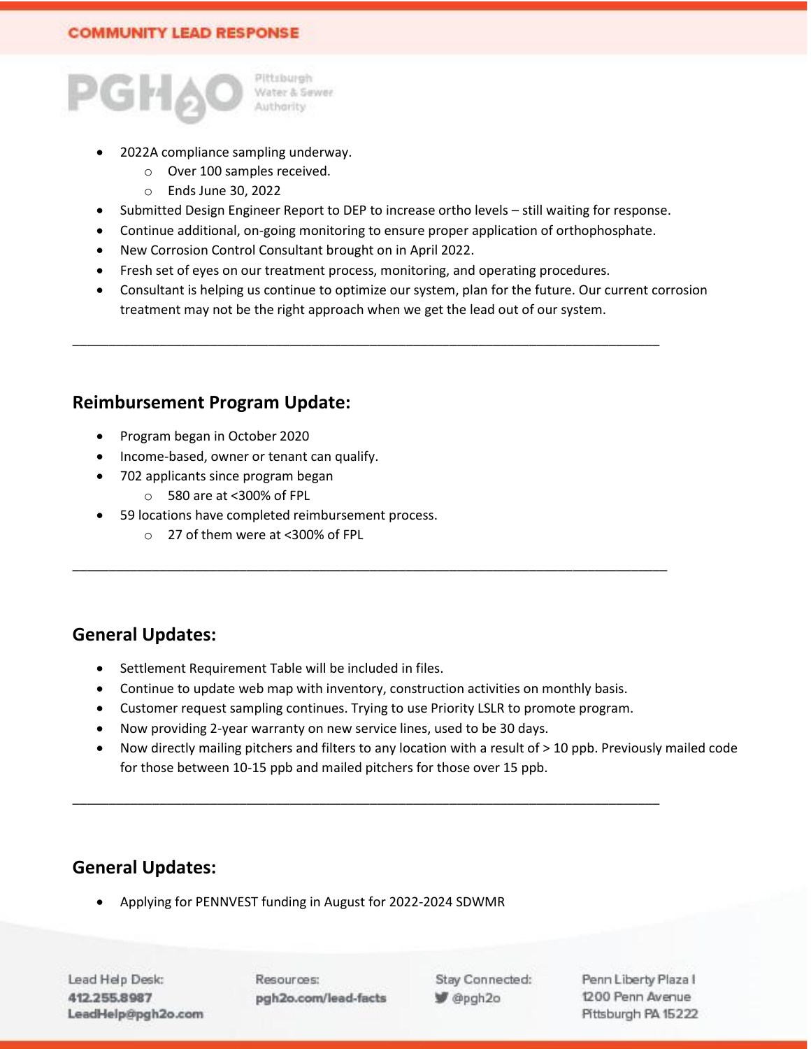- 2022A compliance sampling underway.
    - Over 100 samples received.
    - Ends June 30, 2022
- Submitted Design Engineer Report to DEP to increase ortho levels – still waiting for response.
- Continue additional, on-going monitoring to ensure proper application of orthophosphate.
- New Corrosion Control Consultant brought on in April 2022.
- Fresh set of eyes on our treatment process, monitoring, and operating procedures.
- Consultant is helping us continue to optimize our system, plan for the future. Our current corrosion treatment may not be the right approach when we get the lead out of our system.

---

## Reimbursement Program Update:

- Program began in October 2020
- Income-based, owner or tenant can qualify.
- 702 applicants since program began
    - 580 are at <300% of FPL
- 59 locations have completed reimbursement process.
    - 27 of them were at <300% of FPL

---

## General Updates:

- Settlement Requirement Table will be included in files.
- Continue to update web map with inventory, construction activities on monthly basis.
- Customer request sampling continues. Trying to use Priority LSLR to promote program.
- Now providing 2-year warranty on new service lines, used to be 30 days.
- Now directly mailing pitchers and filters to any location with a result of > 10 ppb. Previously mailed code for those between 10-15 ppb and mailed pitchers for those over 15 ppb.

---

## General Updates:

- Applying for PENNVEST funding in August for 2022-2024 SDWMR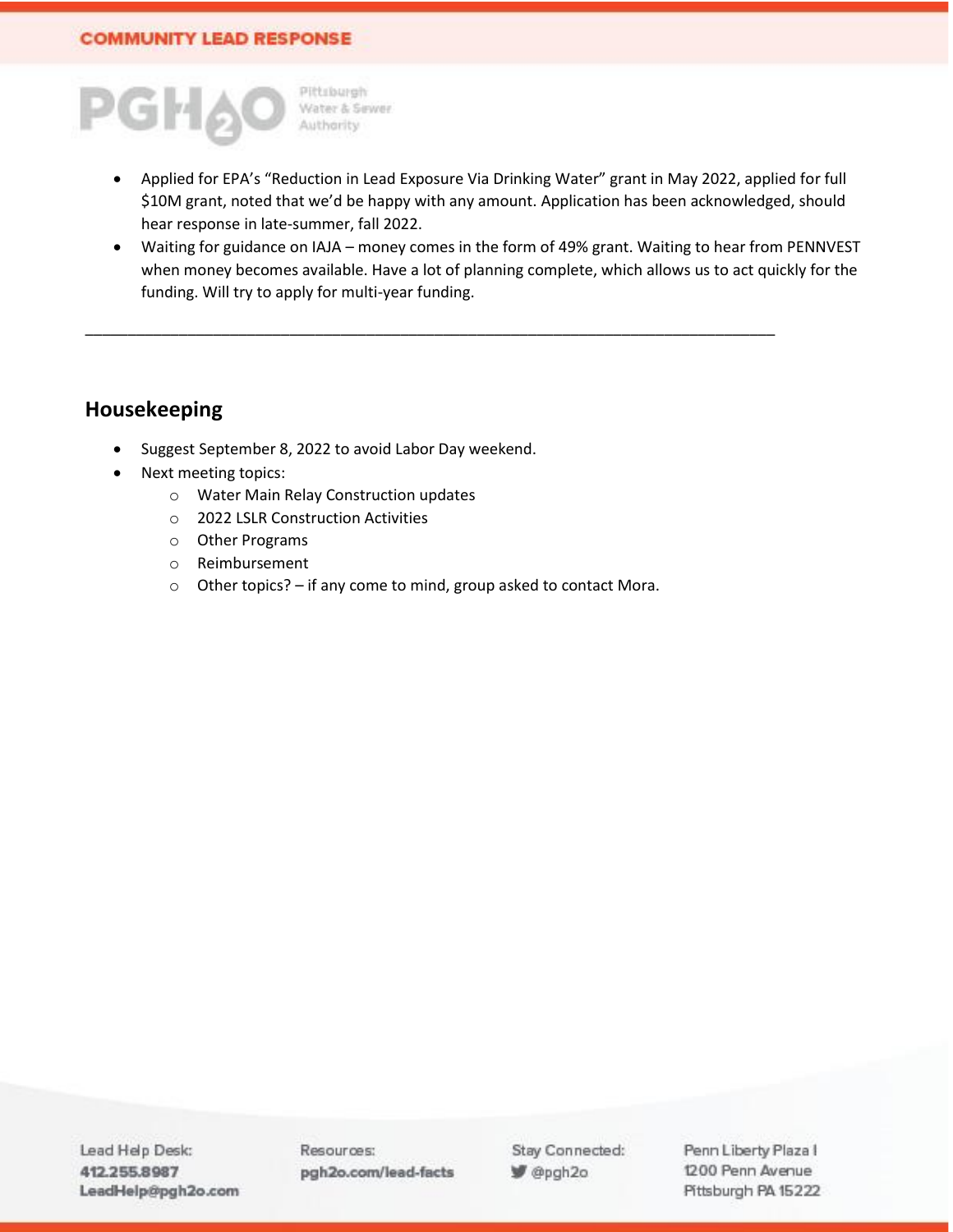- Applied for EPA's "Reduction in Lead Exposure Via Drinking Water" grant in May 2022, applied for full $10M grant, noted that we'd be happy with any amount. Application has been acknowledged, should hear response in late-summer, fall 2022.
- Waiting for guidance on IAJA – money comes in the form of 49% grant. Waiting to hear from PENNVEST when money becomes available. Have a lot of planning complete, which allows us to act quickly for the funding. Will try to apply for multi-year funding.

---

## Housekeeping

- Suggest September 8, 2022 to avoid Labor Day weekend.
- Next meeting topics:
  - Water Main Relay Construction updates
  - 2022 LSLR Construction Activities
  - Other Programs
  - Reimbursement
  - Other topics? – if any come to mind, group asked to contact Mora.